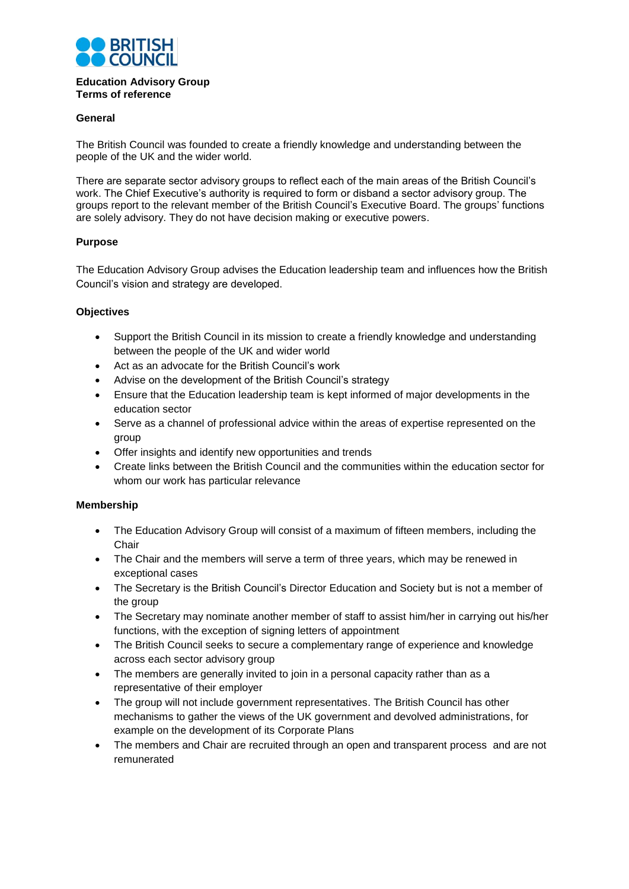BRITISH COUNCIL

**Education Advisory Group**
**Terms of reference**

**General**

The British Council was founded to create a friendly knowledge and understanding between the people of the UK and the wider world.

There are separate sector advisory groups to reflect each of the main areas of the British Council's work. The Chief Executive's authority is required to form or disband a sector advisory group. The groups report to the relevant member of the British Council's Executive Board. The groups' functions are solely advisory. They do not have decision making or executive powers.

**Purpose**

The Education Advisory Group advises the Education leadership team and influences how the British Council's vision and strategy are developed.

**Objectives**

- Support the British Council in its mission to create a friendly knowledge and understanding between the people of the UK and wider world
- Act as an advocate for the British Council's work
- Advise on the development of the British Council's strategy
- Ensure that the Education leadership team is kept informed of major developments in the education sector
- Serve as a channel of professional advice within the areas of expertise represented on the group
- Offer insights and identify new opportunities and trends
- Create links between the British Council and the communities within the education sector for whom our work has particular relevance

**Membership**

- The Education Advisory Group will consist of a maximum of fifteen members, including the Chair
- The Chair and the members will serve a term of three years, which may be renewed in exceptional cases
- The Secretary is the British Council's Director Education and Society but is not a member of the group
- The Secretary may nominate another member of staff to assist him/her in carrying out his/her functions, with the exception of signing letters of appointment
- The British Council seeks to secure a complementary range of experience and knowledge across each sector advisory group
- The members are generally invited to join in a personal capacity rather than as a representative of their employer
- The group will not include government representatives. The British Council has other mechanisms to gather the views of the UK government and devolved administrations, for example on the development of its Corporate Plans
- The members and Chair are recruited through an open and transparent process and are not remunerated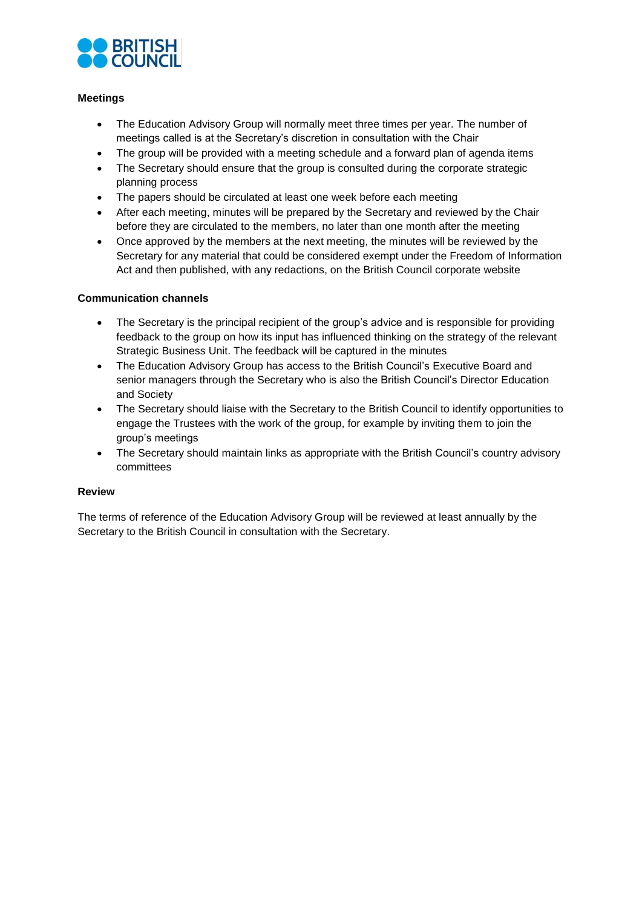**Meetings**

- The Education Advisory Group will normally meet three times per year. The number of meetings called is at the Secretary's discretion in consultation with the Chair
- The group will be provided with a meeting schedule and a forward plan of agenda items
- The Secretary should ensure that the group is consulted during the corporate strategic planning process
- The papers should be circulated at least one week before each meeting
- After each meeting, minutes will be prepared by the Secretary and reviewed by the Chair before they are circulated to the members, no later than one month after the meeting
- Once approved by the members at the next meeting, the minutes will be reviewed by the Secretary for any material that could be considered exempt under the Freedom of Information Act and then published, with any redactions, on the British Council corporate website

**Communication channels**

- The Secretary is the principal recipient of the group's advice and is responsible for providing feedback to the group on how its input has influenced thinking on the strategy of the relevant Strategic Business Unit. The feedback will be captured in the minutes
- The Education Advisory Group has access to the British Council's Executive Board and senior managers through the Secretary who is also the British Council's Director Education and Society
- The Secretary should liaise with the Secretary to the British Council to identify opportunities to engage the Trustees with the work of the group, for example by inviting them to join the group's meetings
- The Secretary should maintain links as appropriate with the British Council's country advisory committees

**Review**

The terms of reference of the Education Advisory Group will be reviewed at least annually by the Secretary to the British Council in consultation with the Secretary.